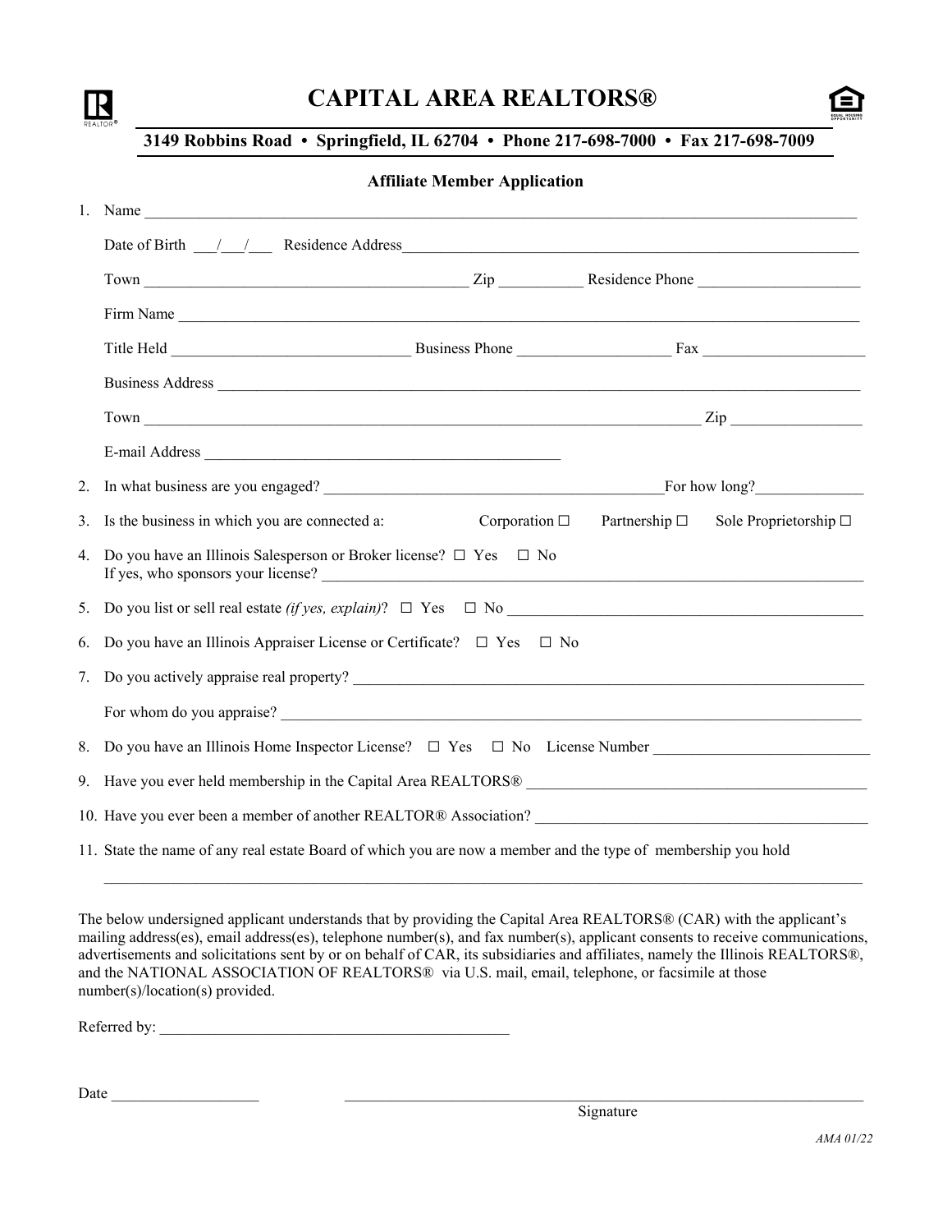# CAPITAL AREA REALTORS®

**3149 Robbins Road • Springfield, IL 62704 • Phone 217-698-7000 • Fax 217-698-7009**

## Affiliate Member Application

1. Name ______________________________________________

   Date of Birth ___/___/___ Residence Address ______________________________________________

   Town ______________________ Zip __________ Residence Phone ____________________

   Firm Name ______________________________________________

   Title Held ______________________ Business Phone __________________ Fax ____________________

   Business Address ______________________________________________

   Town ______________________________________________ Zip ________________

   E-mail Address ______________________________________________

2. In what business are you engaged? ______________________________ For how long? ______________

3. Is the business in which you are connected a: Corporation ☐ Partnership ☐ Sole Proprietorship ☐

4. Do you have an Illinois Salesperson or Broker license? ☐ Yes ☐ No
   If yes, who sponsors your license? ______________________________________________

5. Do you list or sell real estate *(if yes, explain)*? ☐ Yes ☐ No ______________________________

6. Do you have an Illinois Appraiser License or Certificate? ☐ Yes ☐ No

7. Do you actively appraise real property? ______________________________________________

   For whom do you appraise? ______________________________________________

8. Do you have an Illinois Home Inspector License? ☐ Yes ☐ No License Number ____________________

9. Have you ever held membership in the Capital Area REALTORS® ______________________________

10. Have you ever been a member of another REALTOR® Association? ______________________________

11. State the name of any real estate Board of which you are now a member and the type of membership you hold

    ______________________________________________

The below undersigned applicant understands that by providing the Capital Area REALTORS® (CAR) with the applicant's mailing address(es), email address(es), telephone number(s), and fax number(s), applicant consents to receive communications, advertisements and solicitations sent by or on behalf of CAR, its subsidiaries and affiliates, namely the Illinois REALTORS®, and the NATIONAL ASSOCIATION OF REALTORS® via U.S. mail, email, telephone, or facsimile at those number(s)/location(s) provided.

Referred by: ______________________________________________

Date ____________________ ______________________________________________
Signature

*AMA 01/22*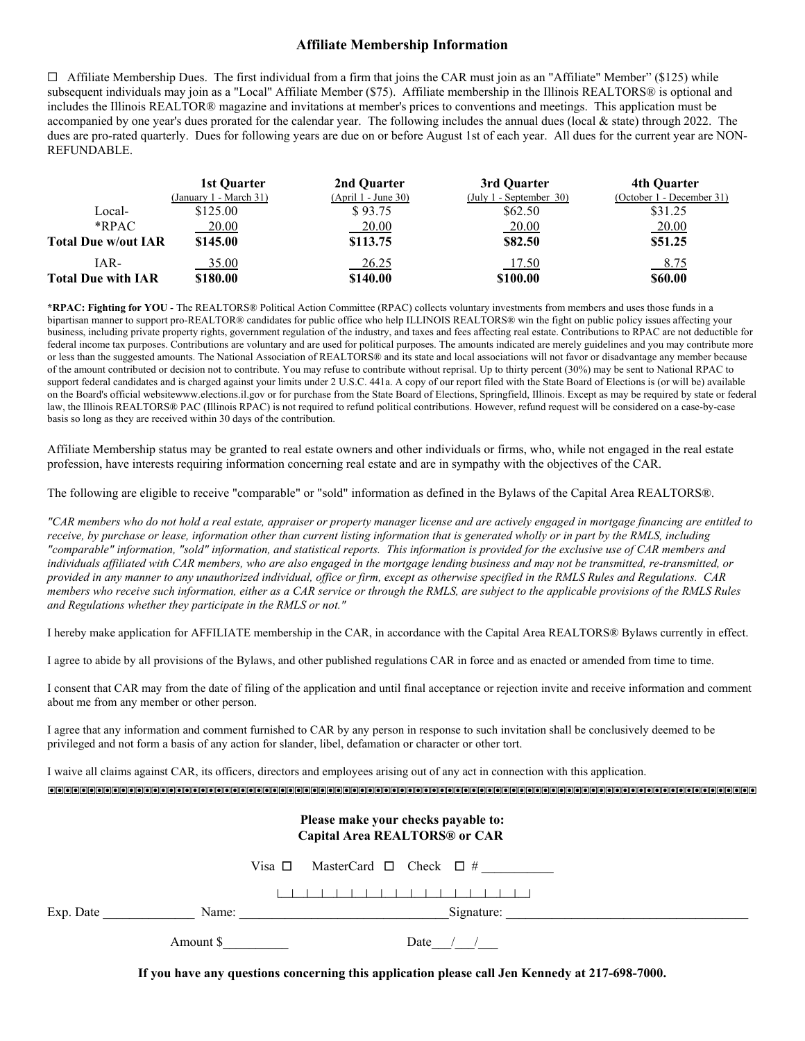## Affiliate Membership Information

☐ Affiliate Membership Dues. The first individual from a firm that joins the CAR must join as an "Affiliate" Member" ($125) while subsequent individuals may join as a "Local" Affiliate Member ($75). Affiliate membership in the Illinois REALTORS® is optional and includes the Illinois REALTOR® magazine and invitations at member's prices to conventions and meetings. This application must be accompanied by one year's dues prorated for the calendar year. The following includes the annual dues (local & state) through 2022. The dues are pro-rated quarterly. Dues for following years are due on or before August 1st of each year. All dues for the current year are NON-REFUNDABLE.

| | **1st Quarter** (January 1 - March 31) | **2nd Quarter** (April 1 - June 30) | **3rd Quarter** (July 1 - September 30) | **4th Quarter** (October 1 - December 31) |
|---|---|---|---|---|
| Local- | $125.00 | $ 93.75 | $62.50 | $31.25 |
| *RPAC | 20.00 | 20.00 | 20.00 | 20.00 |
| **Total Due w/out IAR** | **$145.00** | **$113.75** | **$82.50** | **$51.25** |
| IAR- | 35.00 | 26.25 | 17.50 | 8.75 |
| **Total Due with IAR** | **$180.00** | **$140.00** | **$100.00** | **$60.00** |

**\*RPAC: Fighting for YOU** - The REALTORS® Political Action Committee (RPAC) collects voluntary investments from members and uses those funds in a bipartisan manner to support pro-REALTOR® candidates for public office who help ILLINOIS REALTORS® win the fight on public policy issues affecting your business, including private property rights, government regulation of the industry, and taxes and fees affecting real estate. Contributions to RPAC are not deductible for federal income tax purposes. Contributions are voluntary and are used for political purposes. The amounts indicated are merely guidelines and you may contribute more or less than the suggested amounts. The National Association of REALTORS® and its state and local associations will not favor or disadvantage any member because of the amount contributed or decision not to contribute. You may refuse to contribute without reprisal. Up to thirty percent (30%) may be sent to National RPAC to support federal candidates and is charged against your limits under 2 U.S.C. 441a. A copy of our report filed with the State Board of Elections is (or will be) available on the Board's official websitewww.elections.il.gov or for purchase from the State Board of Elections, Springfield, Illinois. Except as may be required by state or federal law, the Illinois REALTORS® PAC (Illinois RPAC) is not required to refund political contributions. However, refund request will be considered on a case-by-case basis so long as they are received within 30 days of the contribution.

Affiliate Membership status may be granted to real estate owners and other individuals or firms, who, while not engaged in the real estate profession, have interests requiring information concerning real estate and are in sympathy with the objectives of the CAR.

The following are eligible to receive "comparable" or "sold" information as defined in the Bylaws of the Capital Area REALTORS®.

*"CAR members who do not hold a real estate, appraiser or property manager license and are actively engaged in mortgage financing are entitled to receive, by purchase or lease, information other than current listing information that is generated wholly or in part by the RMLS, including "comparable" information, "sold" information, and statistical reports. This information is provided for the exclusive use of CAR members and individuals affiliated with CAR members, who are also engaged in the mortgage lending business and may not be transmitted, re-transmitted, or provided in any manner to any unauthorized individual, office or firm, except as otherwise specified in the RMLS Rules and Regulations. CAR members who receive such information, either as a CAR service or through the RMLS, are subject to the applicable provisions of the RMLS Rules and Regulations whether they participate in the RMLS or not."*

I hereby make application for AFFILIATE membership in the CAR, in accordance with the Capital Area REALTORS® Bylaws currently in effect.

I agree to abide by all provisions of the Bylaws, and other published regulations CAR in force and as enacted or amended from time to time.

I consent that CAR may from the date of filing of the application and until final acceptance or rejection invite and receive information and comment about me from any member or other person.

I agree that any information and comment furnished to CAR by any person in response to such invitation shall be conclusively deemed to be privileged and not form a basis of any action for slander, libel, defamation or character or other tort.

I waive all claims against CAR, its officers, directors and employees arising out of any act in connection with this application.

**Please make your checks payable to:**
**Capital Area REALTORS® or CAR**

Visa ☐ MasterCard ☐ Check ☐ # ___________

|_|_|_|_|_|_|_|_|_|_|_|_|_|_|_|_|_|_|_|

Exp. Date ______________ Name: ________________________________ Signature: ____________________________________

Amount $__________ Date___/___/___

**If you have any questions concerning this application please call Jen Kennedy at 217-698-7000.**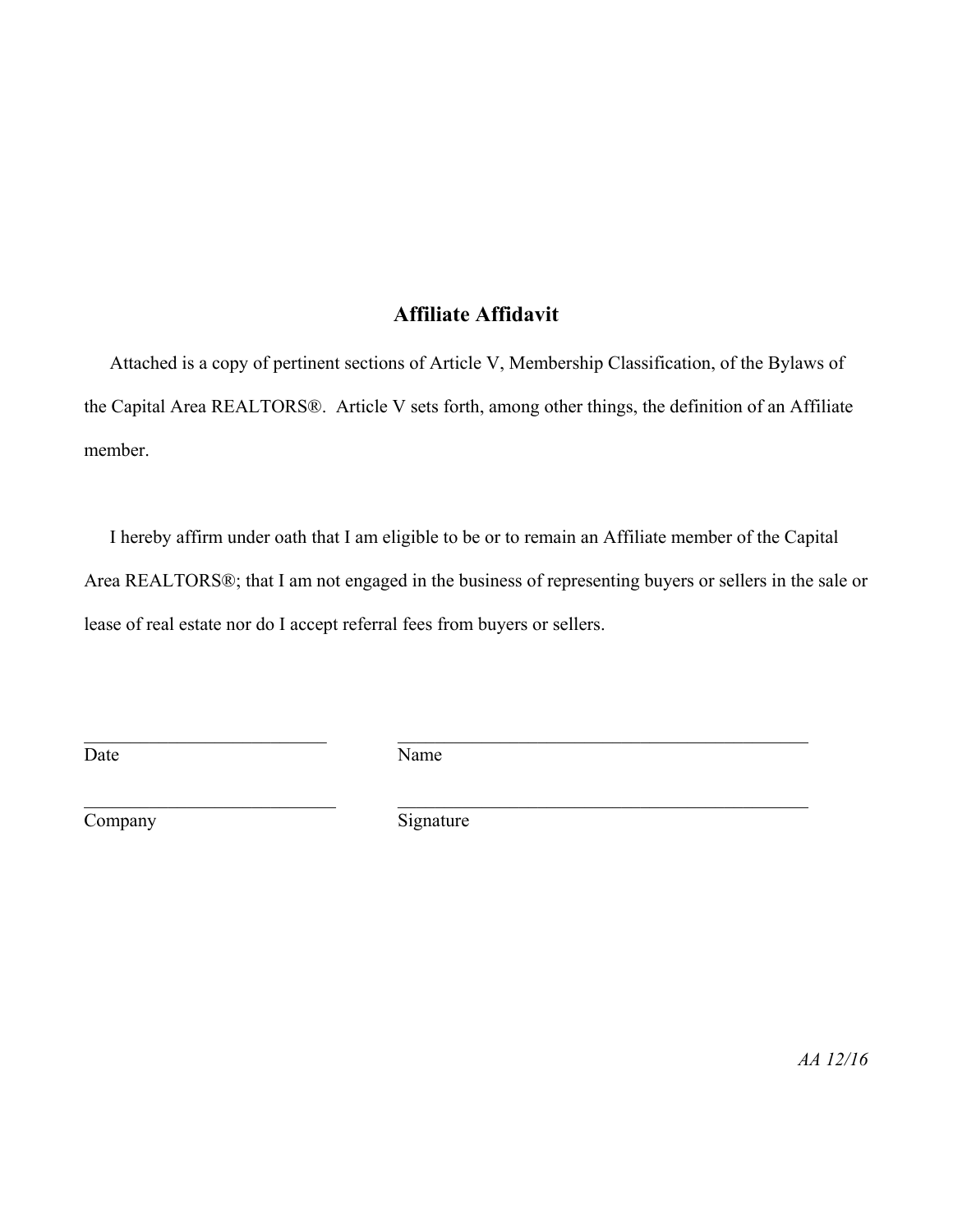## Affiliate Affidavit

Attached is a copy of pertinent sections of Article V, Membership Classification, of the Bylaws of the Capital Area REALTORS®. Article V sets forth, among other things, the definition of an Affiliate member.

I hereby affirm under oath that I am eligible to be or to remain an Affiliate member of the Capital Area REALTORS®; that I am not engaged in the business of representing buyers or sellers in the sale or lease of real estate nor do I accept referral fees from buyers or sellers.

\_\_\_\_\_\_\_\_\_\_\_\_\_\_\_\_\_\_\_\_\_\_\_\_\_\_\_ \_\_\_\_\_\_\_\_\_\_\_\_\_\_\_\_\_\_\_\_\_\_\_\_\_\_\_\_\_\_\_\_\_\_\_\_\_\_\_\_\_\_\_\_\_\_

Date Name

\_\_\_\_\_\_\_\_\_\_\_\_\_\_\_\_\_\_\_\_\_\_\_\_\_\_\_ \_\_\_\_\_\_\_\_\_\_\_\_\_\_\_\_\_\_\_\_\_\_\_\_\_\_\_\_\_\_\_\_\_\_\_\_\_\_\_\_\_\_\_\_\_\_

Company Signature

*AA 12/16*